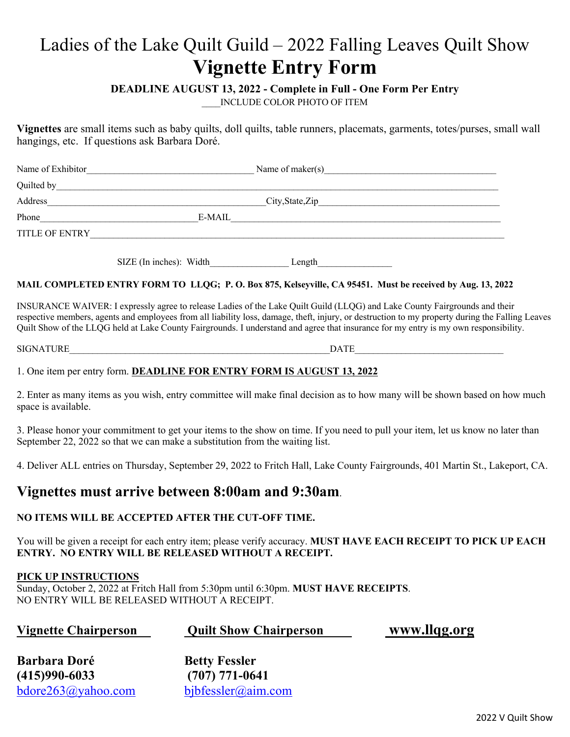# Ladies of the Lake Quilt Guild – 2022 Falling Leaves Quilt Show

# Vignette Entry Form

**DEADLINE AUGUST 13, 2022 - Complete in Full - One Form Per Entry**

____INCLUDE COLOR PHOTO OF ITEM

**Vignettes** are small items such as baby quilts, doll quilts, table runners, placemats, garments, totes/purses, small wall hangings, etc. If questions ask Barbara Doré.

Name of Exhibitor____________________________________ Name of maker(s)_____________________________________

Quilted by_______________________________________________________________________________________________

Address________________________________________________City,State,Zip_________________________________________

Phone__________________________________E-MAIL___________________________________________________________

TITLE OF ENTRY__________________________________________________________________________________________

SIZE (In inches): Width_________________ Length________________

**MAIL COMPLETED ENTRY FORM TO LLQG; P. O. Box 875, Kelseyville, CA 95451. Must be received by Aug. 13, 2022**

INSURANCE WAIVER: I expressly agree to release Ladies of the Lake Quilt Guild (LLQG) and Lake County Fairgrounds and their respective members, agents and employees from all liability loss, damage, theft, injury, or destruction to my property during the Falling Leaves Quilt Show of the LLQG held at Lake County Fairgrounds. I understand and agree that insurance for my entry is my own responsibility.

SIGNATURE__________________________________________________________DATE________________________________

1. One item per entry form. **DEADLINE FOR ENTRY FORM IS AUGUST 13, 2022**

2. Enter as many items as you wish, entry committee will make final decision as to how many will be shown based on how much space is available.

3. Please honor your commitment to get your items to the show on time. If you need to pull your item, let us know no later than September 22, 2022 so that we can make a substitution from the waiting list.

4. Deliver ALL entries on Thursday, September 29, 2022 to Fritch Hall, Lake County Fairgrounds, 401 Martin St., Lakeport, CA.

## Vignettes must arrive between 8:00am and 9:30am.

**NO ITEMS WILL BE ACCEPTED AFTER THE CUT-OFF TIME.**

You will be given a receipt for each entry item; please verify accuracy. **MUST HAVE EACH RECEIPT TO PICK UP EACH ENTRY. NO ENTRY WILL BE RELEASED WITHOUT A RECEIPT.**

**PICK UP INSTRUCTIONS**

Sunday, October 2, 2022 at Fritch Hall from 5:30pm until 6:30pm. **MUST HAVE RECEIPTS**.
NO ENTRY WILL BE RELEASED WITHOUT A RECEIPT.

**Vignette Chairperson**

**Barbara Doré**
**(415)990-6033**
bdore263@yahoo.com

**Quilt Show Chairperson**

**Betty Fessler**
**(707) 771-0641**
bjbfessler@aim.com

**www.llqg.org**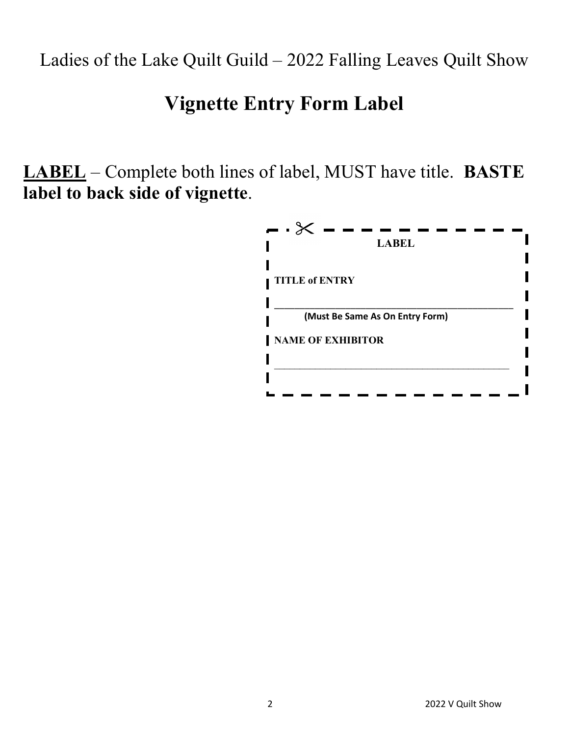Ladies of the Lake Quilt Guild – 2022 Falling Leaves Quilt Show

# Vignette Entry Form Label

**LABEL** – Complete both lines of label, MUST have title. **BASTE label to back side of vignette**.

**LABEL**

**TITLE of ENTRY**

\_\_\_\_\_\_\_\_\_\_\_\_\_\_\_\_\_\_\_\_\_\_\_\_\_\_\_\_\_\_\_\_\_\_\_\_\_\_\_\_

**(Must Be Same As On Entry Form)**

**NAME OF EXHIBITOR**

\_\_\_\_\_\_\_\_\_\_\_\_\_\_\_\_\_\_\_\_\_\_\_\_\_\_\_\_\_\_\_\_\_\_\_\_\_\_\_\_